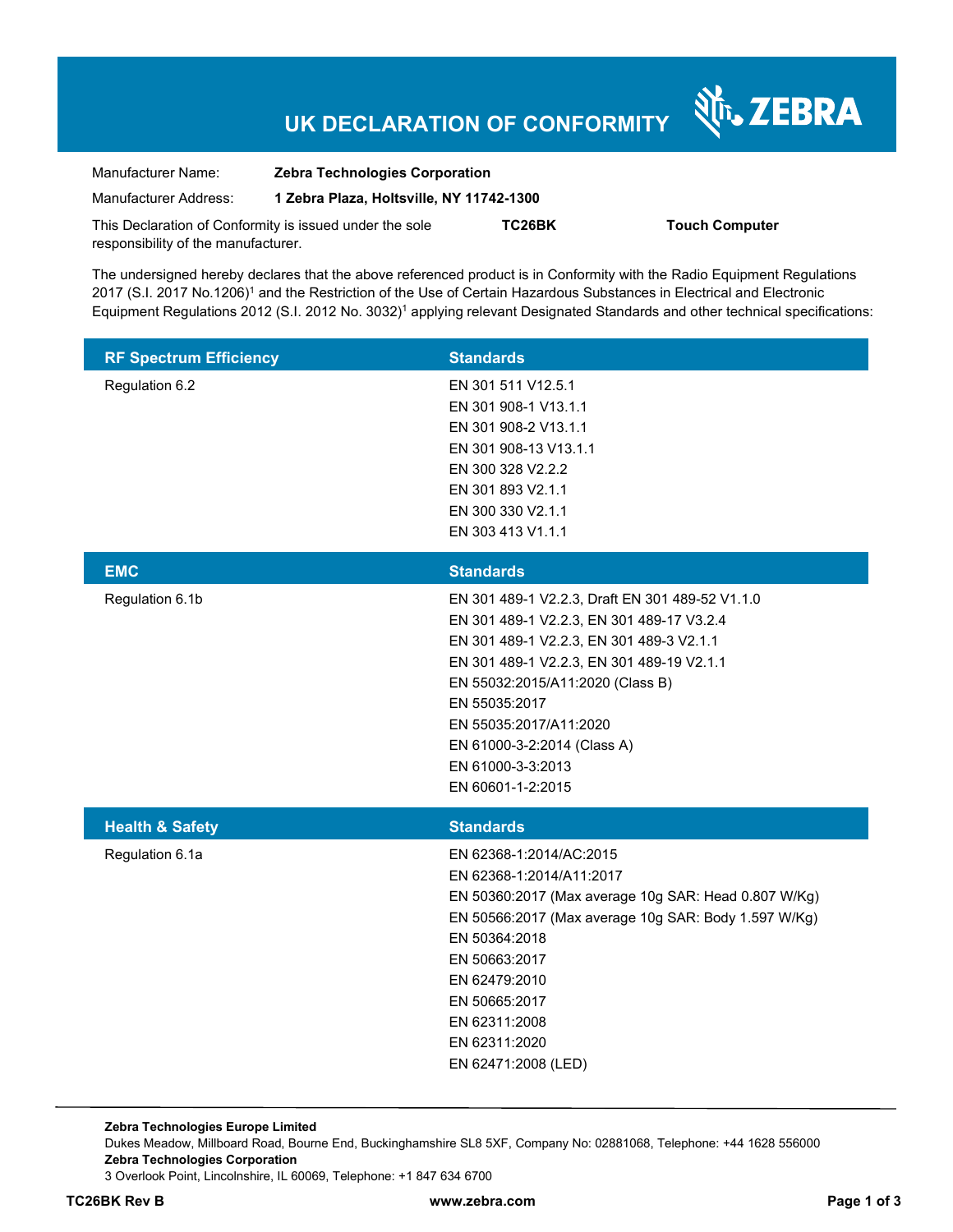# UK DECLARATION OF CONFORMITY

ZEBRA

Manufacturer Name: **Zebra Technologies Corporation**

Manufacturer Address: **1 Zebra Plaza, Holtsville, NY 11742-1300**

This Declaration of Conformity is issued under the sole responsibility of the manufacturer. **TC26BK** **Touch Computer**

The undersigned hereby declares that the above referenced product is in Conformity with the Radio Equipment Regulations 2017 (S.I. 2017 No.1206)[1] and the Restriction of the Use of Certain Hazardous Substances in Electrical and Electronic Equipment Regulations 2012 (S.I. 2012 No. 3032)[1] applying relevant Designated Standards and other technical specifications:

| RF Spectrum Efficiency | Standards |
|---|---|
| Regulation 6.2 | EN 301 511 V12.5.1<br>EN 301 908-1 V13.1.1<br>EN 301 908-2 V13.1.1<br>EN 301 908-13 V13.1.1<br>EN 300 328 V2.2.2<br>EN 301 893 V2.1.1<br>EN 300 330 V2.1.1<br>EN 303 413 V1.1.1 |

| EMC | Standards |
|---|---|
| Regulation 6.1b | EN 301 489-1 V2.2.3, Draft EN 301 489-52 V1.1.0<br>EN 301 489-1 V2.2.3, EN 301 489-17 V3.2.4<br>EN 301 489-1 V2.2.3, EN 301 489-3 V2.1.1<br>EN 301 489-1 V2.2.3, EN 301 489-19 V2.1.1<br>EN 55032:2015/A11:2020 (Class B)<br>EN 55035:2017<br>EN 55035:2017/A11:2020<br>EN 61000-3-2:2014 (Class A)<br>EN 61000-3-3:2013<br>EN 60601-1-2:2015 |

| Health & Safety | Standards |
|---|---|
| Regulation 6.1a | EN 62368-1:2014/AC:2015<br>EN 62368-1:2014/A11:2017<br>EN 50360:2017 (Max average 10g SAR: Head 0.807 W/Kg)<br>EN 50566:2017 (Max average 10g SAR: Body 1.597 W/Kg)<br>EN 50364:2018<br>EN 50663:2017<br>EN 62479:2010<br>EN 50665:2017<br>EN 62311:2008<br>EN 62311:2020<br>EN 62471:2008 (LED) |

**Zebra Technologies Europe Limited**
Dukes Meadow, Millboard Road, Bourne End, Buckinghamshire SL8 5XF, Company No: 02881068, Telephone: +44 1628 556000
**Zebra Technologies Corporation**
3 Overlook Point, Lincolnshire, IL 60069, Telephone: +1 847 634 6700

**TC26BK Rev B** **www.zebra.com**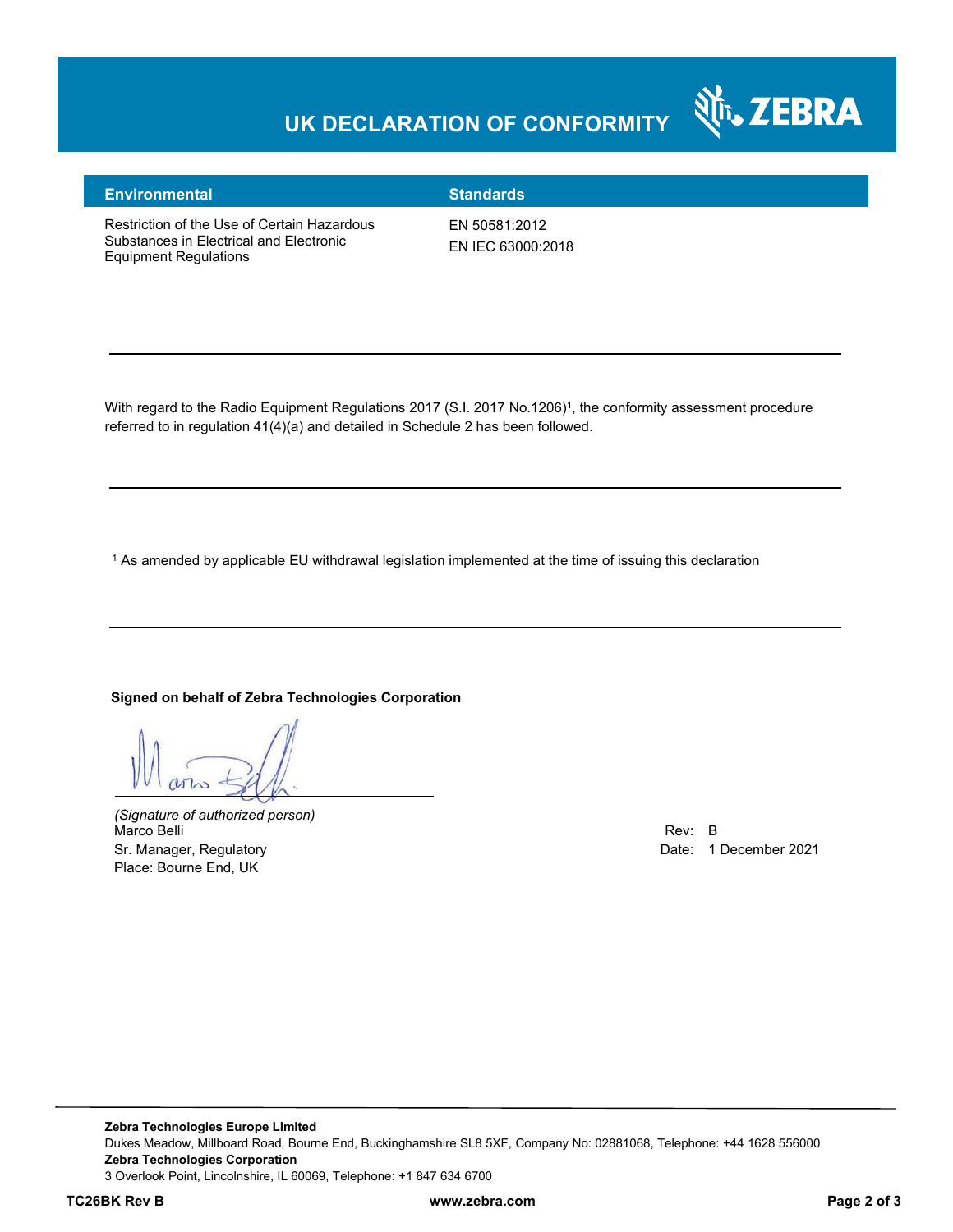# UK DECLARATION OF CONFORMITY

| Environmental | Standards |
| --- | --- |
| Restriction of the Use of Certain Hazardous Substances in Electrical and Electronic Equipment Regulations | EN 50581:2012<br>EN IEC 63000:2018 |

---

With regard to the Radio Equipment Regulations 2017 (S.I. 2017 No.1206)[1], the conformity assessment procedure referred to in regulation 41(4)(a) and detailed in Schedule 2 has been followed.

---

[1] As amended by applicable EU withdrawal legislation implemented at the time of issuing this declaration

---

**Signed on behalf of Zebra Technologies Corporation**

*(Signature of authorized person)*
Marco Belli
Sr. Manager, Regulatory
Place: Bourne End, UK

Rev: B
Date: 1 December 2021

---

**Zebra Technologies Europe Limited**
Dukes Meadow, Millboard Road, Bourne End, Buckinghamshire SL8 5XF, Company No: 02881068, Telephone: +44 1628 556000
**Zebra Technologies Corporation**
3 Overlook Point, Lincolnshire, IL 60069, Telephone: +1 847 634 6700

**TC26BK Rev B** **www.zebra.com**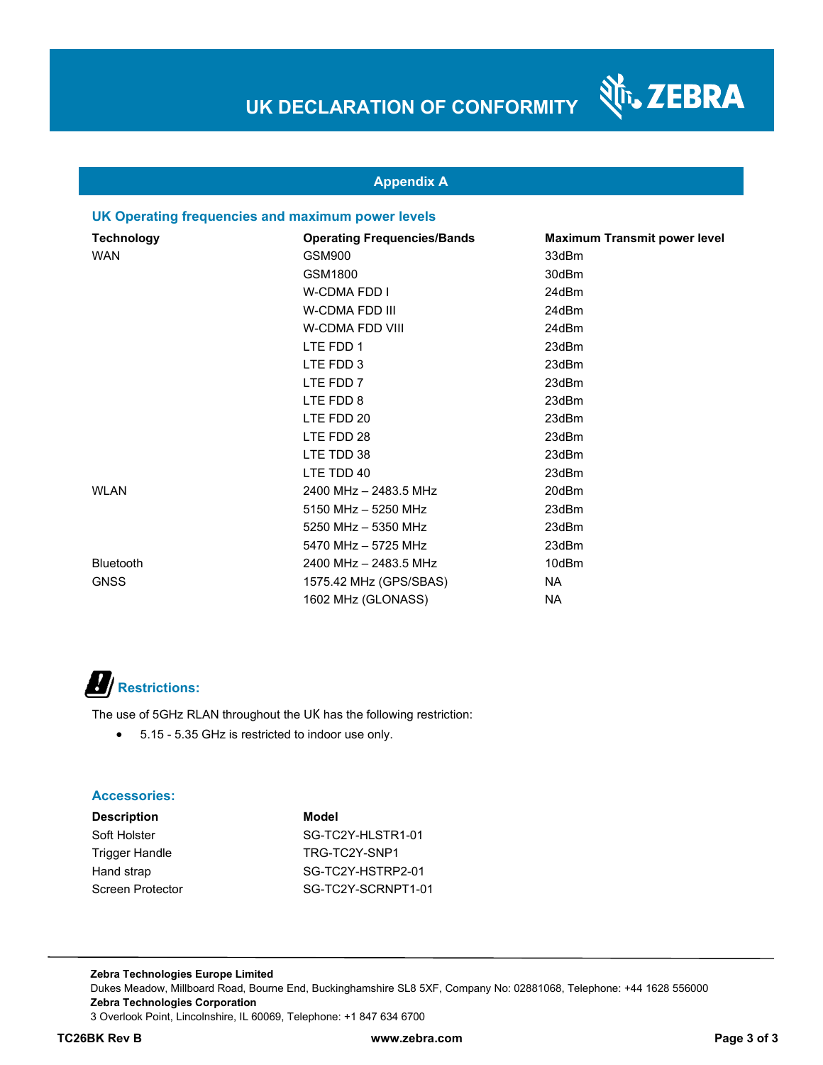# UK DECLARATION OF CONFORMITY

## Appendix A

### UK Operating frequencies and maximum power levels

| Technology | Operating Frequencies/Bands | Maximum Transmit power level |
|---|---|---|
| WAN | GSM900 | 33dBm |
| | GSM1800 | 30dBm |
| | W-CDMA FDD I | 24dBm |
| | W-CDMA FDD III | 24dBm |
| | W-CDMA FDD VIII | 24dBm |
| | LTE FDD 1 | 23dBm |
| | LTE FDD 3 | 23dBm |
| | LTE FDD 7 | 23dBm |
| | LTE FDD 8 | 23dBm |
| | LTE FDD 20 | 23dBm |
| | LTE FDD 28 | 23dBm |
| | LTE TDD 38 | 23dBm |
| | LTE TDD 40 | 23dBm |
| WLAN | 2400 MHz – 2483.5 MHz | 20dBm |
| | 5150 MHz – 5250 MHz | 23dBm |
| | 5250 MHz – 5350 MHz | 23dBm |
| | 5470 MHz – 5725 MHz | 23dBm |
| Bluetooth | 2400 MHz – 2483.5 MHz | 10dBm |
| GNSS | 1575.42 MHz (GPS/SBAS) | NA |
| | 1602 MHz (GLONASS) | NA |

### Restrictions:

The use of 5GHz RLAN throughout the UK has the following restriction:

- 5.15 - 5.35 GHz is restricted to indoor use only.

### Accessories:

| Description | Model |
|---|---|
| Soft Holster | SG-TC2Y-HLSTR1-01 |
| Trigger Handle | TRG-TC2Y-SNP1 |
| Hand strap | SG-TC2Y-HSTRP2-01 |
| Screen Protector | SG-TC2Y-SCRNPT1-01 |

**Zebra Technologies Europe Limited**
Dukes Meadow, Millboard Road, Bourne End, Buckinghamshire SL8 5XF, Company No: 02881068, Telephone: +44 1628 556000
**Zebra Technologies Corporation**
3 Overlook Point, Lincolnshire, IL 60069, Telephone: +1 847 634 6700

**TC26BK Rev B** **www.zebra.com**